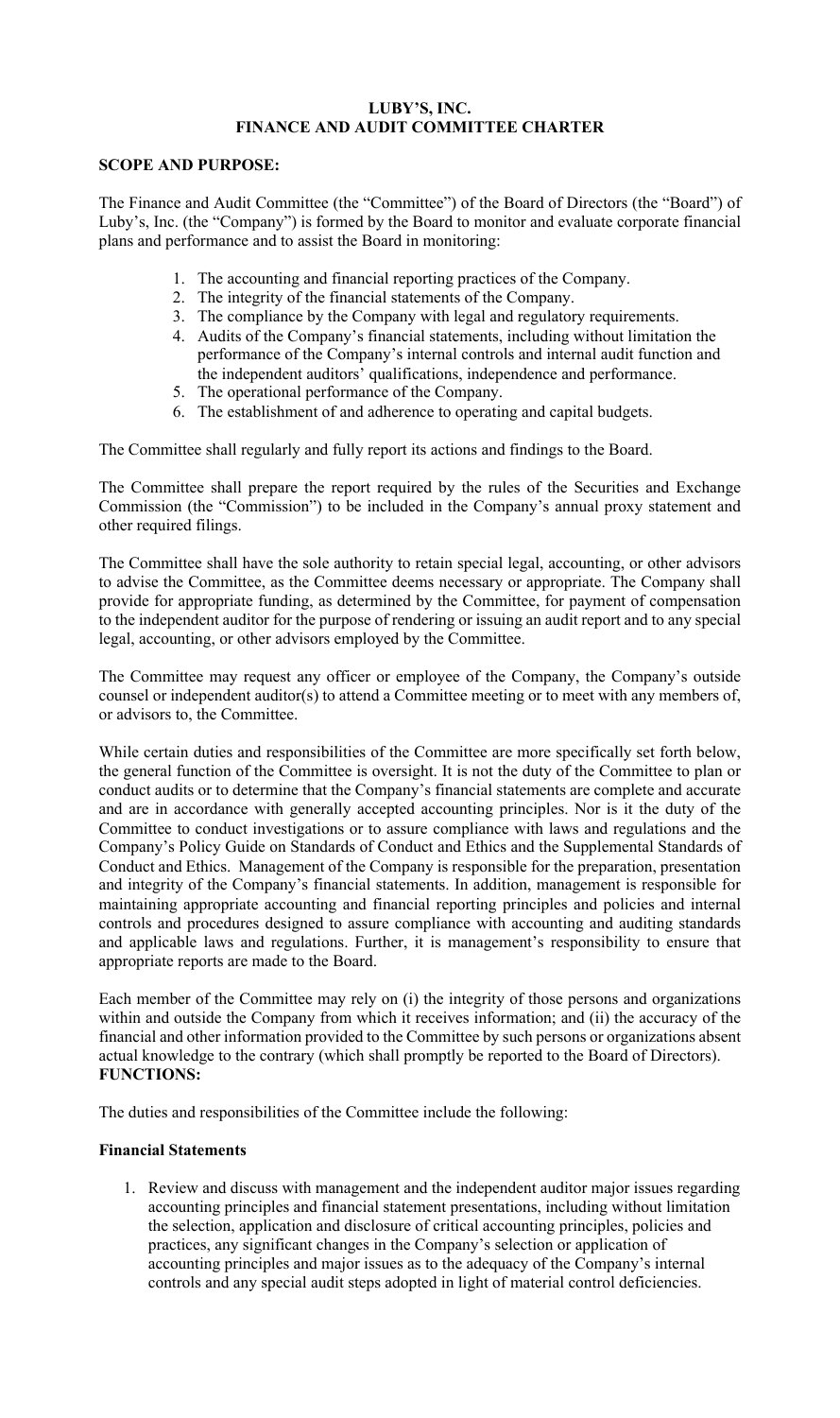# LUBY'S, INC.
# FINANCE AND AUDIT COMMITTEE CHARTER

**SCOPE AND PURPOSE:**

The Finance and Audit Committee (the "Committee") of the Board of Directors (the "Board") of Luby's, Inc. (the "Company") is formed by the Board to monitor and evaluate corporate financial plans and performance and to assist the Board in monitoring:

1. The accounting and financial reporting practices of the Company.
2. The integrity of the financial statements of the Company.
3. The compliance by the Company with legal and regulatory requirements.
4. Audits of the Company's financial statements, including without limitation the performance of the Company's internal controls and internal audit function and the independent auditors' qualifications, independence and performance.
5. The operational performance of the Company.
6. The establishment of and adherence to operating and capital budgets.

The Committee shall regularly and fully report its actions and findings to the Board.

The Committee shall prepare the report required by the rules of the Securities and Exchange Commission (the "Commission") to be included in the Company's annual proxy statement and other required filings.

The Committee shall have the sole authority to retain special legal, accounting, or other advisors to advise the Committee, as the Committee deems necessary or appropriate. The Company shall provide for appropriate funding, as determined by the Committee, for payment of compensation to the independent auditor for the purpose of rendering or issuing an audit report and to any special legal, accounting, or other advisors employed by the Committee.

The Committee may request any officer or employee of the Company, the Company's outside counsel or independent auditor(s) to attend a Committee meeting or to meet with any members of, or advisors to, the Committee.

While certain duties and responsibilities of the Committee are more specifically set forth below, the general function of the Committee is oversight. It is not the duty of the Committee to plan or conduct audits or to determine that the Company's financial statements are complete and accurate and are in accordance with generally accepted accounting principles. Nor is it the duty of the Committee to conduct investigations or to assure compliance with laws and regulations and the Company's Policy Guide on Standards of Conduct and Ethics and the Supplemental Standards of Conduct and Ethics. Management of the Company is responsible for the preparation, presentation and integrity of the Company's financial statements. In addition, management is responsible for maintaining appropriate accounting and financial reporting principles and policies and internal controls and procedures designed to assure compliance with accounting and auditing standards and applicable laws and regulations. Further, it is management's responsibility to ensure that appropriate reports are made to the Board.

Each member of the Committee may rely on (i) the integrity of those persons and organizations within and outside the Company from which it receives information; and (ii) the accuracy of the financial and other information provided to the Committee by such persons or organizations absent actual knowledge to the contrary (which shall promptly be reported to the Board of Directors).

**FUNCTIONS:**

The duties and responsibilities of the Committee include the following:

**Financial Statements**

1. Review and discuss with management and the independent auditor major issues regarding accounting principles and financial statement presentations, including without limitation the selection, application and disclosure of critical accounting principles, policies and practices, any significant changes in the Company's selection or application of accounting principles and major issues as to the adequacy of the Company's internal controls and any special audit steps adopted in light of material control deficiencies.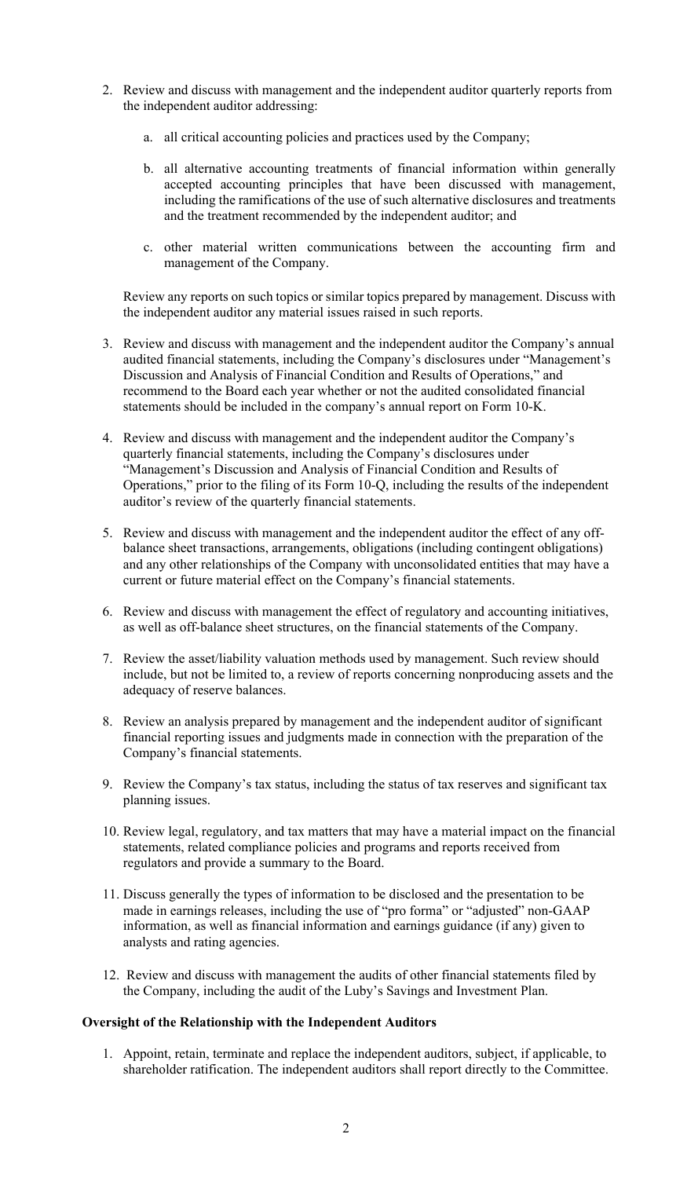2. Review and discuss with management and the independent auditor quarterly reports from the independent auditor addressing:

   a. all critical accounting policies and practices used by the Company;

   b. all alternative accounting treatments of financial information within generally accepted accounting principles that have been discussed with management, including the ramifications of the use of such alternative disclosures and treatments and the treatment recommended by the independent auditor; and

   c. other material written communications between the accounting firm and management of the Company.

   Review any reports on such topics or similar topics prepared by management. Discuss with the independent auditor any material issues raised in such reports.

3. Review and discuss with management and the independent auditor the Company's annual audited financial statements, including the Company's disclosures under "Management's Discussion and Analysis of Financial Condition and Results of Operations," and recommend to the Board each year whether or not the audited consolidated financial statements should be included in the company's annual report on Form 10-K.

4. Review and discuss with management and the independent auditor the Company's quarterly financial statements, including the Company's disclosures under "Management's Discussion and Analysis of Financial Condition and Results of Operations," prior to the filing of its Form 10-Q, including the results of the independent auditor's review of the quarterly financial statements.

5. Review and discuss with management and the independent auditor the effect of any off-balance sheet transactions, arrangements, obligations (including contingent obligations) and any other relationships of the Company with unconsolidated entities that may have a current or future material effect on the Company's financial statements.

6. Review and discuss with management the effect of regulatory and accounting initiatives, as well as off-balance sheet structures, on the financial statements of the Company.

7. Review the asset/liability valuation methods used by management. Such review should include, but not be limited to, a review of reports concerning nonproducing assets and the adequacy of reserve balances.

8. Review an analysis prepared by management and the independent auditor of significant financial reporting issues and judgments made in connection with the preparation of the Company's financial statements.

9. Review the Company's tax status, including the status of tax reserves and significant tax planning issues.

10. Review legal, regulatory, and tax matters that may have a material impact on the financial statements, related compliance policies and programs and reports received from regulators and provide a summary to the Board.

11. Discuss generally the types of information to be disclosed and the presentation to be made in earnings releases, including the use of "pro forma" or "adjusted" non-GAAP information, as well as financial information and earnings guidance (if any) given to analysts and rating agencies.

12. Review and discuss with management the audits of other financial statements filed by the Company, including the audit of the Luby's Savings and Investment Plan.

**Oversight of the Relationship with the Independent Auditors**

1. Appoint, retain, terminate and replace the independent auditors, subject, if applicable, to shareholder ratification. The independent auditors shall report directly to the Committee.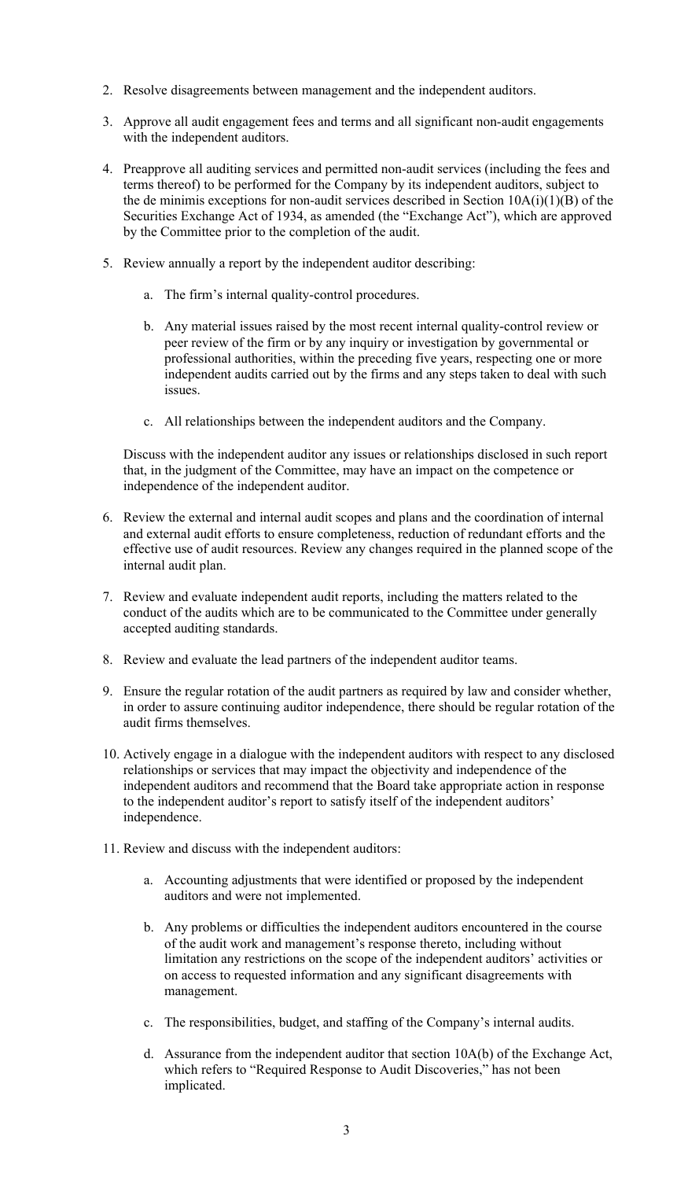2. Resolve disagreements between management and the independent auditors.

3. Approve all audit engagement fees and terms and all significant non-audit engagements with the independent auditors.

4. Preapprove all auditing services and permitted non-audit services (including the fees and terms thereof) to be performed for the Company by its independent auditors, subject to the de minimis exceptions for non-audit services described in Section 10A(i)(1)(B) of the Securities Exchange Act of 1934, as amended (the "Exchange Act"), which are approved by the Committee prior to the completion of the audit.

5. Review annually a report by the independent auditor describing:

    a. The firm's internal quality-control procedures.

    b. Any material issues raised by the most recent internal quality-control review or peer review of the firm or by any inquiry or investigation by governmental or professional authorities, within the preceding five years, respecting one or more independent audits carried out by the firms and any steps taken to deal with such issues.

    c. All relationships between the independent auditors and the Company.

    Discuss with the independent auditor any issues or relationships disclosed in such report that, in the judgment of the Committee, may have an impact on the competence or independence of the independent auditor.

6. Review the external and internal audit scopes and plans and the coordination of internal and external audit efforts to ensure completeness, reduction of redundant efforts and the effective use of audit resources. Review any changes required in the planned scope of the internal audit plan.

7. Review and evaluate independent audit reports, including the matters related to the conduct of the audits which are to be communicated to the Committee under generally accepted auditing standards.

8. Review and evaluate the lead partners of the independent auditor teams.

9. Ensure the regular rotation of the audit partners as required by law and consider whether, in order to assure continuing auditor independence, there should be regular rotation of the audit firms themselves.

10. Actively engage in a dialogue with the independent auditors with respect to any disclosed relationships or services that may impact the objectivity and independence of the independent auditors and recommend that the Board take appropriate action in response to the independent auditor's report to satisfy itself of the independent auditors' independence.

11. Review and discuss with the independent auditors:

    a. Accounting adjustments that were identified or proposed by the independent auditors and were not implemented.

    b. Any problems or difficulties the independent auditors encountered in the course of the audit work and management's response thereto, including without limitation any restrictions on the scope of the independent auditors' activities or on access to requested information and any significant disagreements with management.

    c. The responsibilities, budget, and staffing of the Company's internal audits.

    d. Assurance from the independent auditor that section 10A(b) of the Exchange Act, which refers to "Required Response to Audit Discoveries," has not been implicated.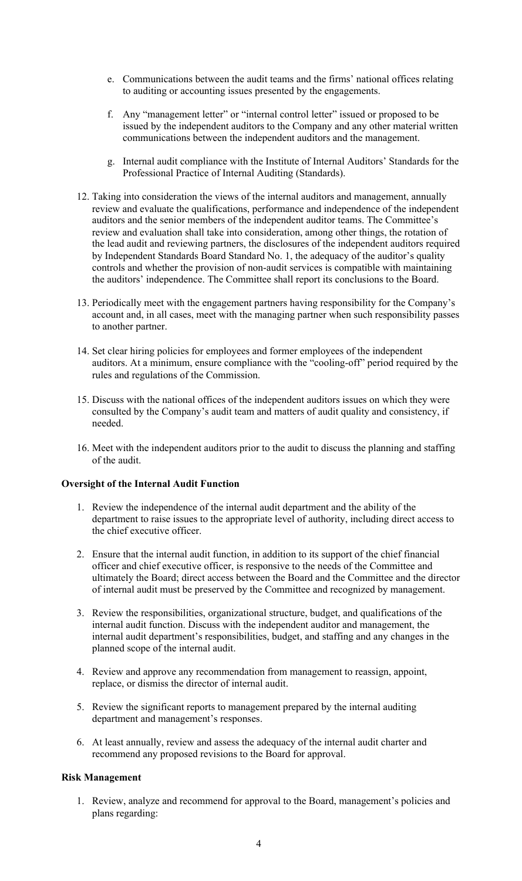e. Communications between the audit teams and the firms' national offices relating to auditing or accounting issues presented by the engagements.

   f. Any "management letter" or "internal control letter" issued or proposed to be issued by the independent auditors to the Company and any other material written communications between the independent auditors and the management.

   g. Internal audit compliance with the Institute of Internal Auditors' Standards for the Professional Practice of Internal Auditing (Standards).

12. Taking into consideration the views of the internal auditors and management, annually review and evaluate the qualifications, performance and independence of the independent auditors and the senior members of the independent auditor teams. The Committee's review and evaluation shall take into consideration, among other things, the rotation of the lead audit and reviewing partners, the disclosures of the independent auditors required by Independent Standards Board Standard No. 1, the adequacy of the auditor's quality controls and whether the provision of non-audit services is compatible with maintaining the auditors' independence. The Committee shall report its conclusions to the Board.

13. Periodically meet with the engagement partners having responsibility for the Company's account and, in all cases, meet with the managing partner when such responsibility passes to another partner.

14. Set clear hiring policies for employees and former employees of the independent auditors. At a minimum, ensure compliance with the "cooling-off" period required by the rules and regulations of the Commission.

15. Discuss with the national offices of the independent auditors issues on which they were consulted by the Company's audit team and matters of audit quality and consistency, if needed.

16. Meet with the independent auditors prior to the audit to discuss the planning and staffing of the audit.

**Oversight of the Internal Audit Function**

1. Review the independence of the internal audit department and the ability of the department to raise issues to the appropriate level of authority, including direct access to the chief executive officer.

2. Ensure that the internal audit function, in addition to its support of the chief financial officer and chief executive officer, is responsive to the needs of the Committee and ultimately the Board; direct access between the Board and the Committee and the director of internal audit must be preserved by the Committee and recognized by management.

3. Review the responsibilities, organizational structure, budget, and qualifications of the internal audit function. Discuss with the independent auditor and management, the internal audit department's responsibilities, budget, and staffing and any changes in the planned scope of the internal audit.

4. Review and approve any recommendation from management to reassign, appoint, replace, or dismiss the director of internal audit.

5. Review the significant reports to management prepared by the internal auditing department and management's responses.

6. At least annually, review and assess the adequacy of the internal audit charter and recommend any proposed revisions to the Board for approval.

**Risk Management**

1. Review, analyze and recommend for approval to the Board, management's policies and plans regarding: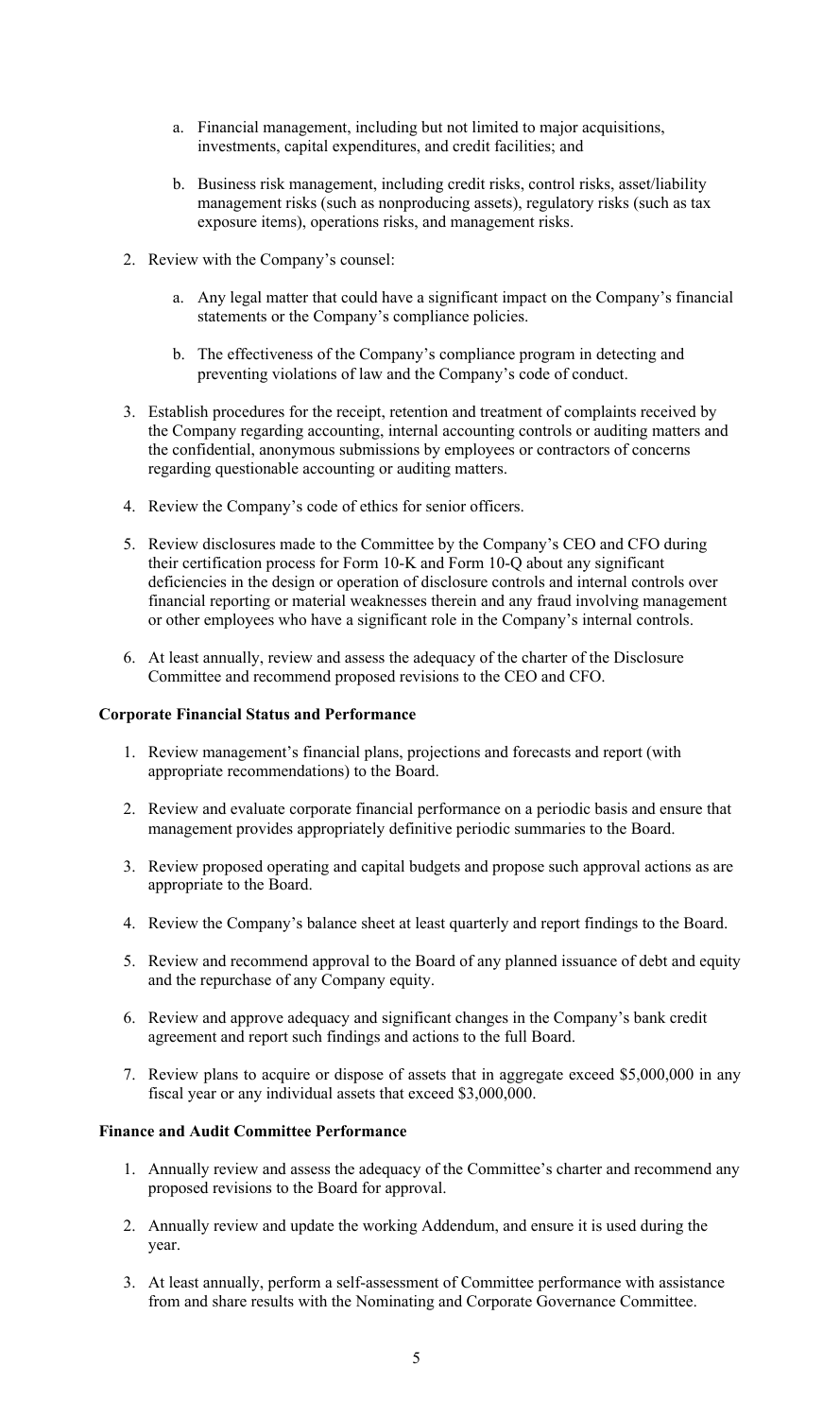a. Financial management, including but not limited to major acquisitions, investments, capital expenditures, and credit facilities; and

b. Business risk management, including credit risks, control risks, asset/liability management risks (such as nonproducing assets), regulatory risks (such as tax exposure items), operations risks, and management risks.

2. Review with the Company's counsel:

   a. Any legal matter that could have a significant impact on the Company's financial statements or the Company's compliance policies.

   b. The effectiveness of the Company's compliance program in detecting and preventing violations of law and the Company's code of conduct.

3. Establish procedures for the receipt, retention and treatment of complaints received by the Company regarding accounting, internal accounting controls or auditing matters and the confidential, anonymous submissions by employees or contractors of concerns regarding questionable accounting or auditing matters.

4. Review the Company's code of ethics for senior officers.

5. Review disclosures made to the Committee by the Company's CEO and CFO during their certification process for Form 10-K and Form 10-Q about any significant deficiencies in the design or operation of disclosure controls and internal controls over financial reporting or material weaknesses therein and any fraud involving management or other employees who have a significant role in the Company's internal controls.

6. At least annually, review and assess the adequacy of the charter of the Disclosure Committee and recommend proposed revisions to the CEO and CFO.

**Corporate Financial Status and Performance**

1. Review management's financial plans, projections and forecasts and report (with appropriate recommendations) to the Board.

2. Review and evaluate corporate financial performance on a periodic basis and ensure that management provides appropriately definitive periodic summaries to the Board.

3. Review proposed operating and capital budgets and propose such approval actions as are appropriate to the Board.

4. Review the Company's balance sheet at least quarterly and report findings to the Board.

5. Review and recommend approval to the Board of any planned issuance of debt and equity and the repurchase of any Company equity.

6. Review and approve adequacy and significant changes in the Company's bank credit agreement and report such findings and actions to the full Board.

7. Review plans to acquire or dispose of assets that in aggregate exceed \$5,000,000 in any fiscal year or any individual assets that exceed \$3,000,000.

**Finance and Audit Committee Performance**

1. Annually review and assess the adequacy of the Committee's charter and recommend any proposed revisions to the Board for approval.

2. Annually review and update the working Addendum, and ensure it is used during the year.

3. At least annually, perform a self-assessment of Committee performance with assistance from and share results with the Nominating and Corporate Governance Committee.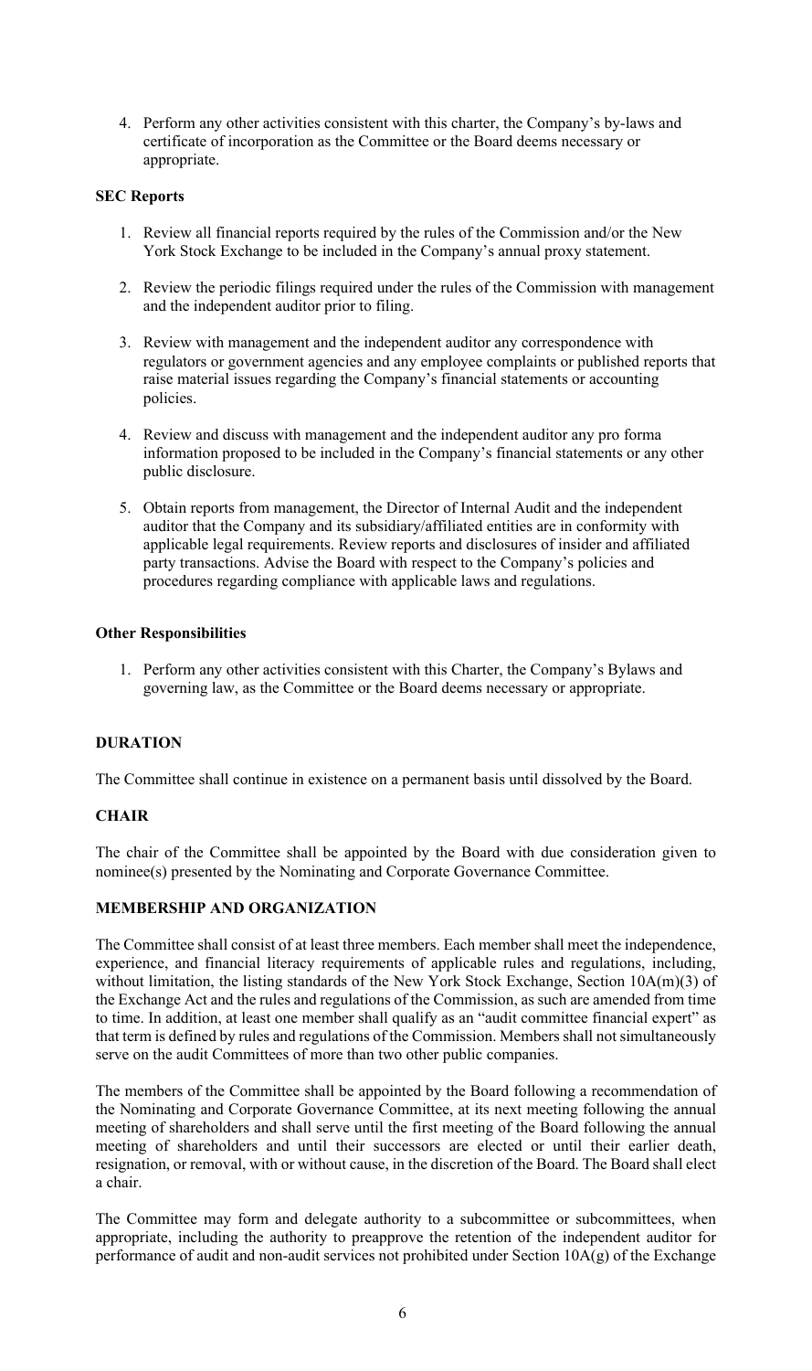4. Perform any other activities consistent with this charter, the Company's by-laws and certificate of incorporation as the Committee or the Board deems necessary or appropriate.

**SEC Reports**

1. Review all financial reports required by the rules of the Commission and/or the New York Stock Exchange to be included in the Company's annual proxy statement.

2. Review the periodic filings required under the rules of the Commission with management and the independent auditor prior to filing.

3. Review with management and the independent auditor any correspondence with regulators or government agencies and any employee complaints or published reports that raise material issues regarding the Company's financial statements or accounting policies.

4. Review and discuss with management and the independent auditor any pro forma information proposed to be included in the Company's financial statements or any other public disclosure.

5. Obtain reports from management, the Director of Internal Audit and the independent auditor that the Company and its subsidiary/affiliated entities are in conformity with applicable legal requirements. Review reports and disclosures of insider and affiliated party transactions. Advise the Board with respect to the Company's policies and procedures regarding compliance with applicable laws and regulations.

**Other Responsibilities**

1. Perform any other activities consistent with this Charter, the Company's Bylaws and governing law, as the Committee or the Board deems necessary or appropriate.

**DURATION**

The Committee shall continue in existence on a permanent basis until dissolved by the Board.

**CHAIR**

The chair of the Committee shall be appointed by the Board with due consideration given to nominee(s) presented by the Nominating and Corporate Governance Committee.

**MEMBERSHIP AND ORGANIZATION**

The Committee shall consist of at least three members. Each member shall meet the independence, experience, and financial literacy requirements of applicable rules and regulations, including, without limitation, the listing standards of the New York Stock Exchange, Section 10A(m)(3) of the Exchange Act and the rules and regulations of the Commission, as such are amended from time to time. In addition, at least one member shall qualify as an "audit committee financial expert" as that term is defined by rules and regulations of the Commission. Members shall not simultaneously serve on the audit Committees of more than two other public companies.

The members of the Committee shall be appointed by the Board following a recommendation of the Nominating and Corporate Governance Committee, at its next meeting following the annual meeting of shareholders and shall serve until the first meeting of the Board following the annual meeting of shareholders and until their successors are elected or until their earlier death, resignation, or removal, with or without cause, in the discretion of the Board. The Board shall elect a chair.

The Committee may form and delegate authority to a subcommittee or subcommittees, when appropriate, including the authority to preapprove the retention of the independent auditor for performance of audit and non-audit services not prohibited under Section 10A(g) of the Exchange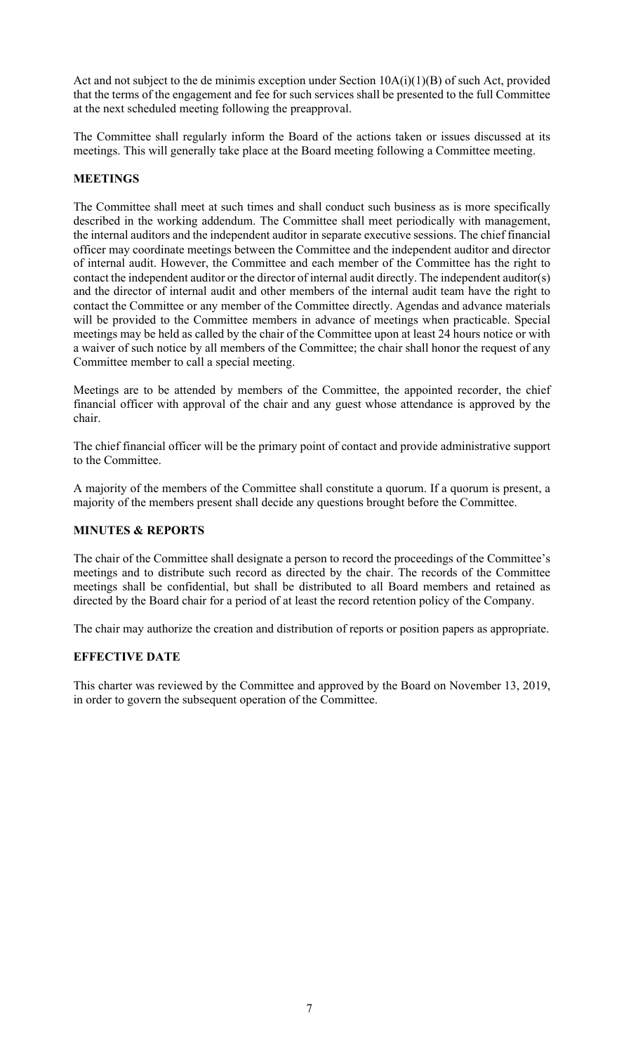Act and not subject to the de minimis exception under Section 10A(i)(1)(B) of such Act, provided that the terms of the engagement and fee for such services shall be presented to the full Committee at the next scheduled meeting following the preapproval.

The Committee shall regularly inform the Board of the actions taken or issues discussed at its meetings. This will generally take place at the Board meeting following a Committee meeting.

**MEETINGS**

The Committee shall meet at such times and shall conduct such business as is more specifically described in the working addendum. The Committee shall meet periodically with management, the internal auditors and the independent auditor in separate executive sessions. The chief financial officer may coordinate meetings between the Committee and the independent auditor and director of internal audit. However, the Committee and each member of the Committee has the right to contact the independent auditor or the director of internal audit directly. The independent auditor(s) and the director of internal audit and other members of the internal audit team have the right to contact the Committee or any member of the Committee directly. Agendas and advance materials will be provided to the Committee members in advance of meetings when practicable. Special meetings may be held as called by the chair of the Committee upon at least 24 hours notice or with a waiver of such notice by all members of the Committee; the chair shall honor the request of any Committee member to call a special meeting.

Meetings are to be attended by members of the Committee, the appointed recorder, the chief financial officer with approval of the chair and any guest whose attendance is approved by the chair.

The chief financial officer will be the primary point of contact and provide administrative support to the Committee.

A majority of the members of the Committee shall constitute a quorum. If a quorum is present, a majority of the members present shall decide any questions brought before the Committee.

**MINUTES & REPORTS**

The chair of the Committee shall designate a person to record the proceedings of the Committee's meetings and to distribute such record as directed by the chair. The records of the Committee meetings shall be confidential, but shall be distributed to all Board members and retained as directed by the Board chair for a period of at least the record retention policy of the Company.

The chair may authorize the creation and distribution of reports or position papers as appropriate.

**EFFECTIVE DATE**

This charter was reviewed by the Committee and approved by the Board on November 13, 2019, in order to govern the subsequent operation of the Committee.